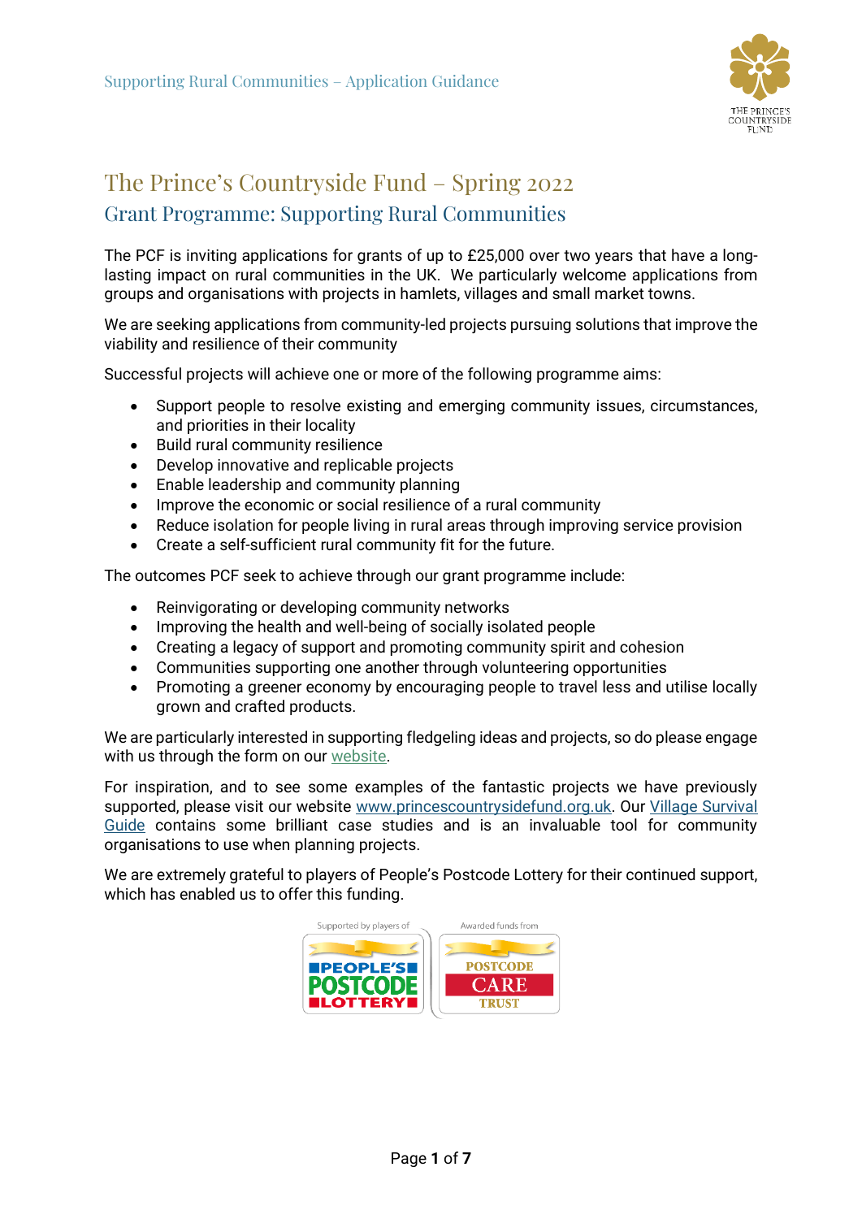# The Prince's Countryside Fund – Spring 2022

## Grant Programme: Supporting Rural Communities

The PCF is inviting applications for grants of up to £25,000 over two years that have a long-lasting impact on rural communities in the UK. We particularly welcome applications from groups and organisations with projects in hamlets, villages and small market towns.

We are seeking applications from community-led projects pursuing solutions that improve the viability and resilience of their community

Successful projects will achieve one or more of the following programme aims:

- Support people to resolve existing and emerging community issues, circumstances, and priorities in their locality
- Build rural community resilience
- Develop innovative and replicable projects
- Enable leadership and community planning
- Improve the economic or social resilience of a rural community
- Reduce isolation for people living in rural areas through improving service provision
- Create a self-sufficient rural community fit for the future.

The outcomes PCF seek to achieve through our grant programme include:

- Reinvigorating or developing community networks
- Improving the health and well-being of socially isolated people
- Creating a legacy of support and promoting community spirit and cohesion
- Communities supporting one another through volunteering opportunities
- Promoting a greener economy by encouraging people to travel less and utilise locally grown and crafted products.

We are particularly interested in supporting fledgeling ideas and projects, so do please engage with us through the form on our website.

For inspiration, and to see some examples of the fantastic projects we have previously supported, please visit our website www.princescountrysidefund.org.uk. Our Village Survival Guide contains some brilliant case studies and is an invaluable tool for community organisations to use when planning projects.

We are extremely grateful to players of People's Postcode Lottery for their continued support, which has enabled us to offer this funding.

Supported by players of PEOPLE'S POSTCODE LOTTERY

Awarded funds from POSTCODE CARE TRUST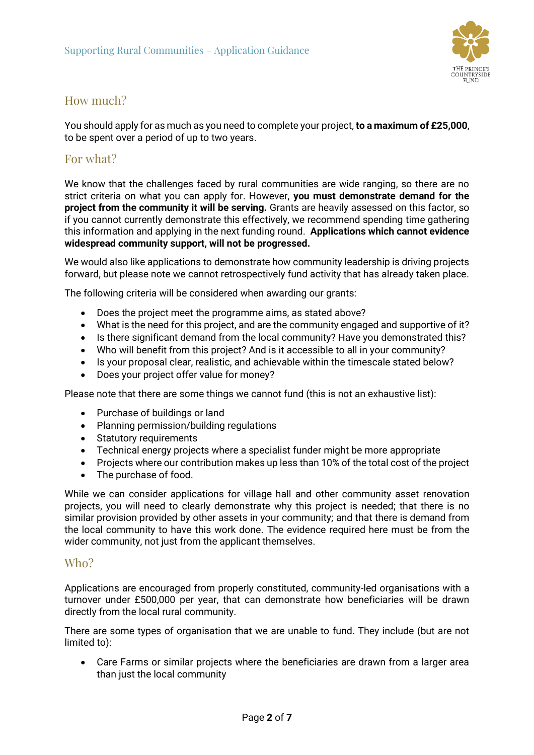## How much?

You should apply for as much as you need to complete your project, **to a maximum of £25,000**, to be spent over a period of up to two years.

## For what?

We know that the challenges faced by rural communities are wide ranging, so there are no strict criteria on what you can apply for. However, **you must demonstrate demand for the project from the community it will be serving.** Grants are heavily assessed on this factor, so if you cannot currently demonstrate this effectively, we recommend spending time gathering this information and applying in the next funding round. **Applications which cannot evidence widespread community support, will not be progressed.**

We would also like applications to demonstrate how community leadership is driving projects forward, but please note we cannot retrospectively fund activity that has already taken place.

The following criteria will be considered when awarding our grants:

- Does the project meet the programme aims, as stated above?
- What is the need for this project, and are the community engaged and supportive of it?
- Is there significant demand from the local community? Have you demonstrated this?
- Who will benefit from this project? And is it accessible to all in your community?
- Is your proposal clear, realistic, and achievable within the timescale stated below?
- Does your project offer value for money?

Please note that there are some things we cannot fund (this is not an exhaustive list):

- Purchase of buildings or land
- Planning permission/building regulations
- Statutory requirements
- Technical energy projects where a specialist funder might be more appropriate
- Projects where our contribution makes up less than 10% of the total cost of the project
- The purchase of food.

While we can consider applications for village hall and other community asset renovation projects, you will need to clearly demonstrate why this project is needed; that there is no similar provision provided by other assets in your community; and that there is demand from the local community to have this work done. The evidence required here must be from the wider community, not just from the applicant themselves.

## Who?

Applications are encouraged from properly constituted, community-led organisations with a turnover under £500,000 per year, that can demonstrate how beneficiaries will be drawn directly from the local rural community.

There are some types of organisation that we are unable to fund. They include (but are not limited to):

- Care Farms or similar projects where the beneficiaries are drawn from a larger area than just the local community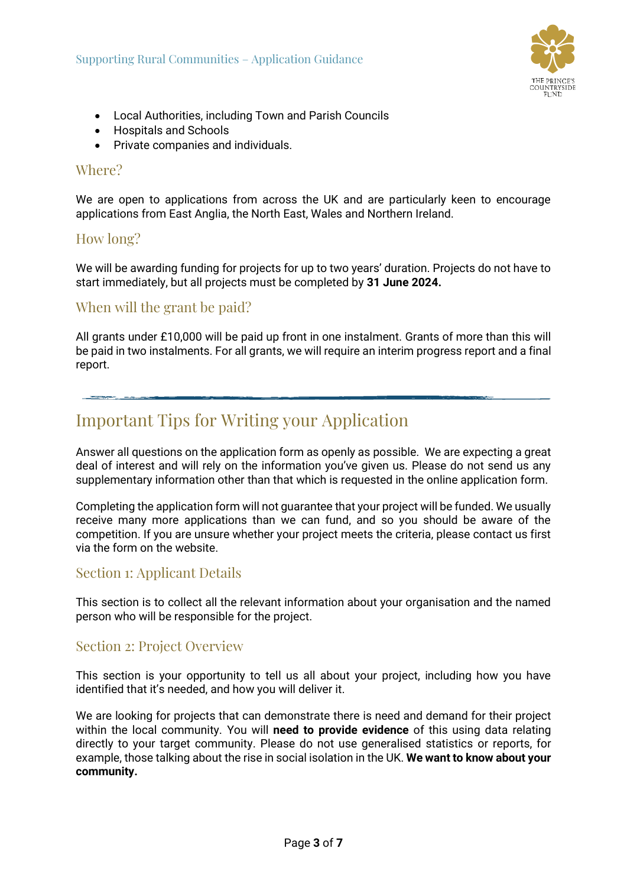- Local Authorities, including Town and Parish Councils
- Hospitals and Schools
- Private companies and individuals.

### Where?

We are open to applications from across the UK and are particularly keen to encourage applications from East Anglia, the North East, Wales and Northern Ireland.

### How long?

We will be awarding funding for projects for up to two years' duration. Projects do not have to start immediately, but all projects must be completed by **31 June 2024.**

### When will the grant be paid?

All grants under £10,000 will be paid up front in one instalment. Grants of more than this will be paid in two instalments. For all grants, we will require an interim progress report and a final report.

---

## Important Tips for Writing your Application

Answer all questions on the application form as openly as possible. We are expecting a great deal of interest and will rely on the information you've given us. Please do not send us any supplementary information other than that which is requested in the online application form.

Completing the application form will not guarantee that your project will be funded. We usually receive many more applications than we can fund, and so you should be aware of the competition. If you are unsure whether your project meets the criteria, please contact us first via the form on the website.

### Section 1: Applicant Details

This section is to collect all the relevant information about your organisation and the named person who will be responsible for the project.

### Section 2: Project Overview

This section is your opportunity to tell us all about your project, including how you have identified that it's needed, and how you will deliver it.

We are looking for projects that can demonstrate there is need and demand for their project within the local community. You will **need to provide evidence** of this using data relating directly to your target community. Please do not use generalised statistics or reports, for example, those talking about the rise in social isolation in the UK. **We want to know about your community.**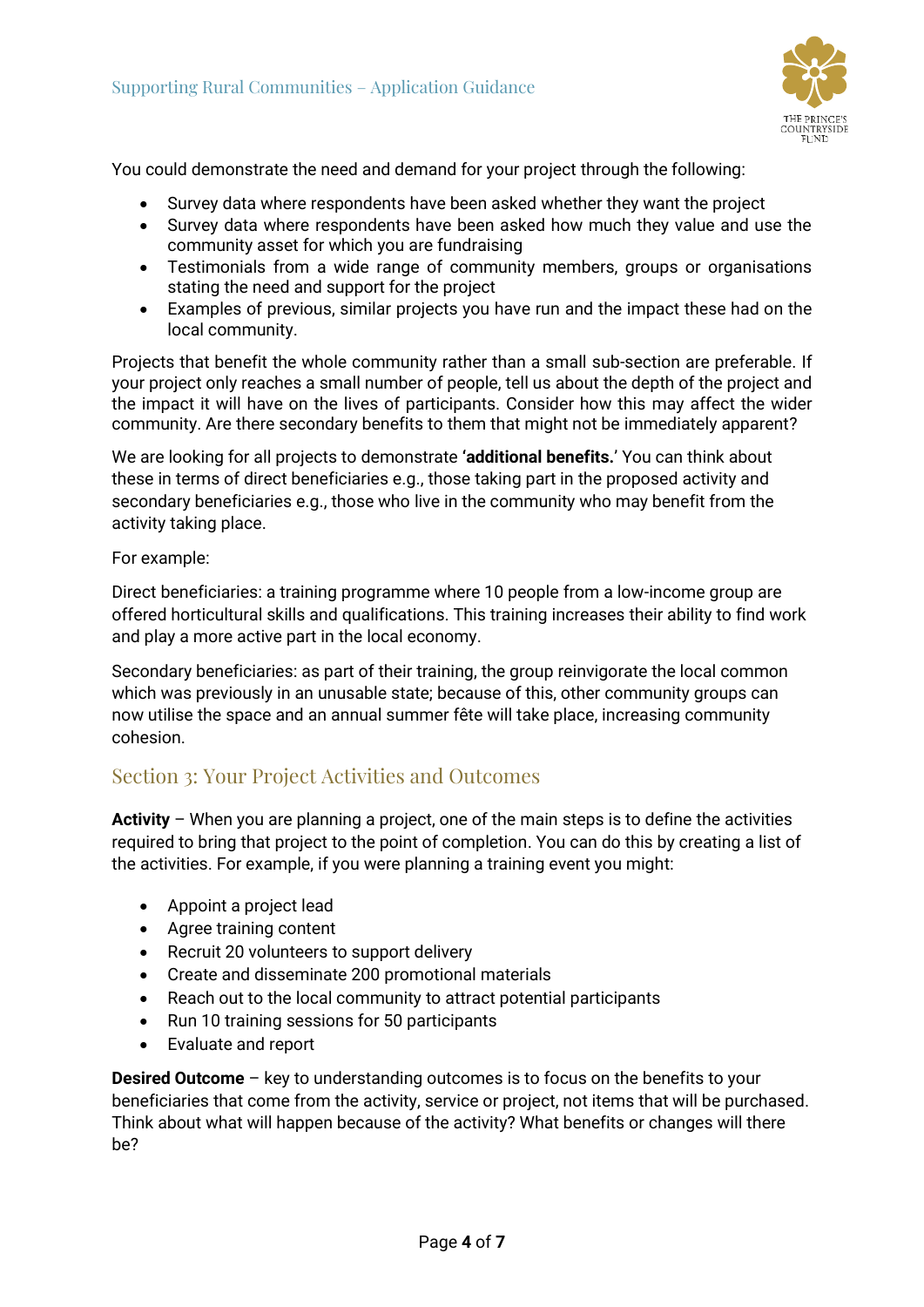You could demonstrate the need and demand for your project through the following:

- Survey data where respondents have been asked whether they want the project
- Survey data where respondents have been asked how much they value and use the community asset for which you are fundraising
- Testimonials from a wide range of community members, groups or organisations stating the need and support for the project
- Examples of previous, similar projects you have run and the impact these had on the local community.

Projects that benefit the whole community rather than a small sub-section are preferable. If your project only reaches a small number of people, tell us about the depth of the project and the impact it will have on the lives of participants. Consider how this may affect the wider community. Are there secondary benefits to them that might not be immediately apparent?

We are looking for all projects to demonstrate '**additional benefits.**' You can think about these in terms of direct beneficiaries e.g., those taking part in the proposed activity and secondary beneficiaries e.g., those who live in the community who may benefit from the activity taking place.

For example:

Direct beneficiaries: a training programme where 10 people from a low-income group are offered horticultural skills and qualifications. This training increases their ability to find work and play a more active part in the local economy.

Secondary beneficiaries: as part of their training, the group reinvigorate the local common which was previously in an unusable state; because of this, other community groups can now utilise the space and an annual summer fête will take place, increasing community cohesion.

## Section 3: Your Project Activities and Outcomes

**Activity** – When you are planning a project, one of the main steps is to define the activities required to bring that project to the point of completion. You can do this by creating a list of the activities. For example, if you were planning a training event you might:

- Appoint a project lead
- Agree training content
- Recruit 20 volunteers to support delivery
- Create and disseminate 200 promotional materials
- Reach out to the local community to attract potential participants
- Run 10 training sessions for 50 participants
- Evaluate and report

**Desired Outcome** – key to understanding outcomes is to focus on the benefits to your beneficiaries that come from the activity, service or project, not items that will be purchased. Think about what will happen because of the activity? What benefits or changes will there be?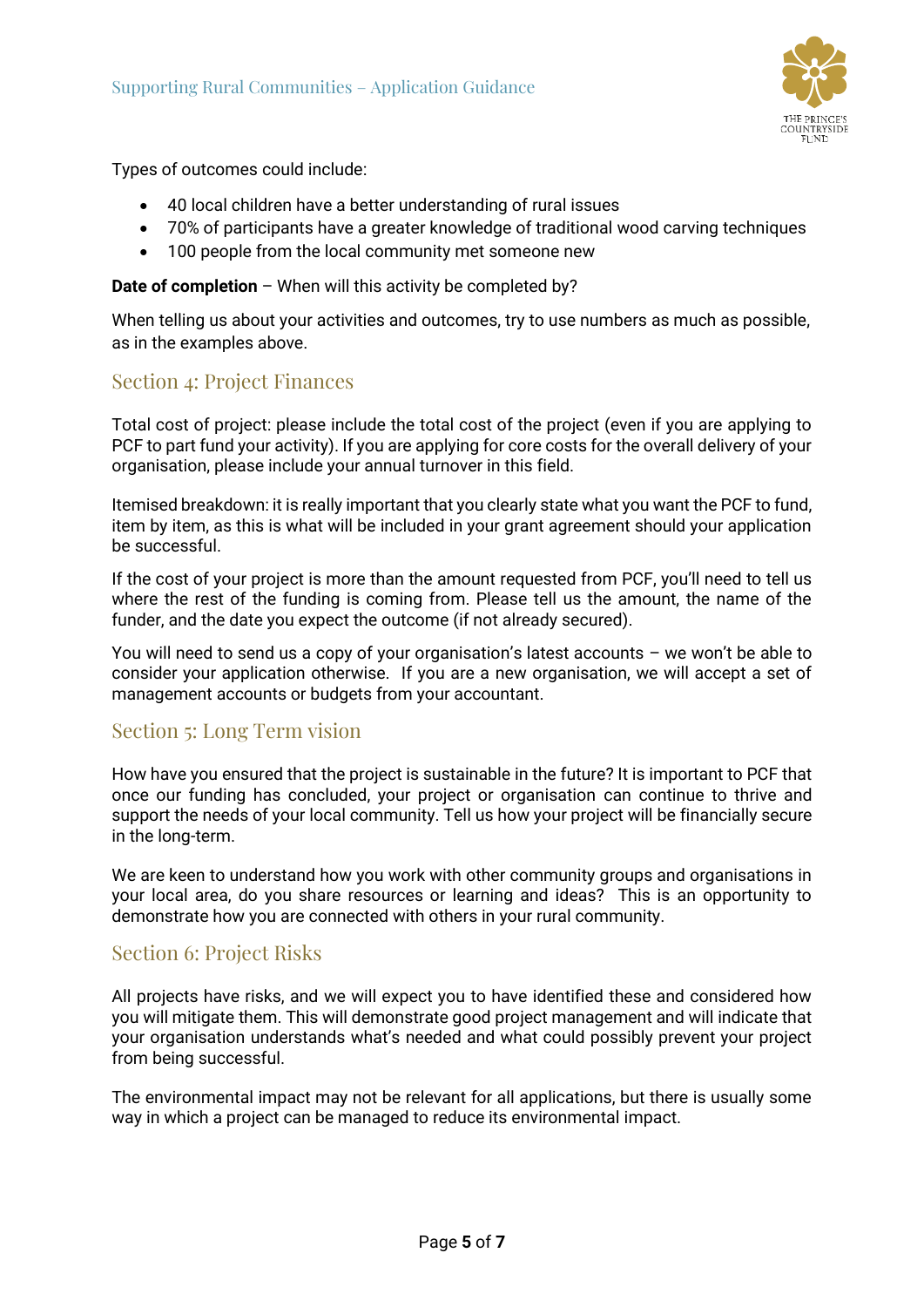Types of outcomes could include:

- 40 local children have a better understanding of rural issues
- 70% of participants have a greater knowledge of traditional wood carving techniques
- 100 people from the local community met someone new

**Date of completion** – When will this activity be completed by?

When telling us about your activities and outcomes, try to use numbers as much as possible, as in the examples above.

## Section 4: Project Finances

Total cost of project: please include the total cost of the project (even if you are applying to PCF to part fund your activity). If you are applying for core costs for the overall delivery of your organisation, please include your annual turnover in this field.

Itemised breakdown: it is really important that you clearly state what you want the PCF to fund, item by item, as this is what will be included in your grant agreement should your application be successful.

If the cost of your project is more than the amount requested from PCF, you'll need to tell us where the rest of the funding is coming from. Please tell us the amount, the name of the funder, and the date you expect the outcome (if not already secured).

You will need to send us a copy of your organisation's latest accounts – we won't be able to consider your application otherwise. If you are a new organisation, we will accept a set of management accounts or budgets from your accountant.

## Section 5: Long Term vision

How have you ensured that the project is sustainable in the future? It is important to PCF that once our funding has concluded, your project or organisation can continue to thrive and support the needs of your local community. Tell us how your project will be financially secure in the long-term.

We are keen to understand how you work with other community groups and organisations in your local area, do you share resources or learning and ideas? This is an opportunity to demonstrate how you are connected with others in your rural community.

## Section 6: Project Risks

All projects have risks, and we will expect you to have identified these and considered how you will mitigate them. This will demonstrate good project management and will indicate that your organisation understands what's needed and what could possibly prevent your project from being successful.

The environmental impact may not be relevant for all applications, but there is usually some way in which a project can be managed to reduce its environmental impact.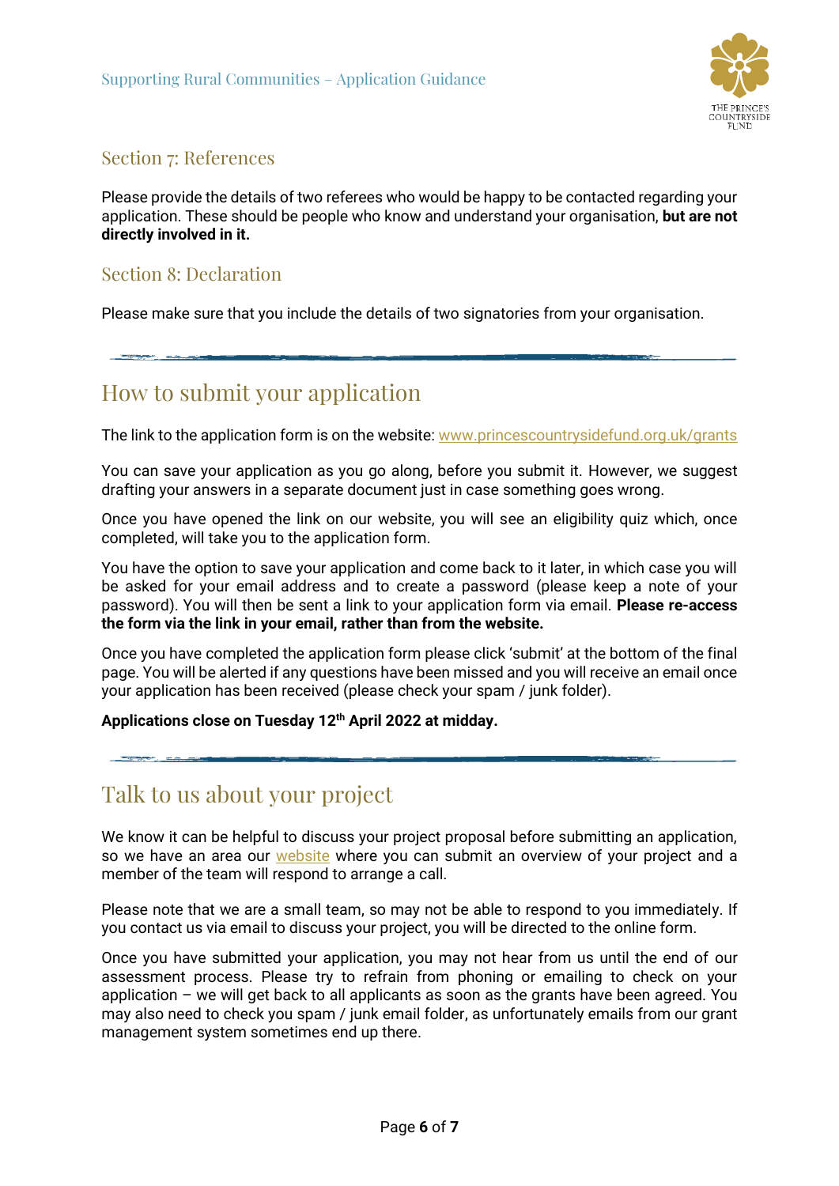## Section 7: References

Please provide the details of two referees who would be happy to be contacted regarding your application. These should be people who know and understand your organisation, **but are not directly involved in it.**

## Section 8: Declaration

Please make sure that you include the details of two signatories from your organisation.

# How to submit your application

The link to the application form is on the website: www.princescountrysidefund.org.uk/grants

You can save your application as you go along, before you submit it. However, we suggest drafting your answers in a separate document just in case something goes wrong.

Once you have opened the link on our website, you will see an eligibility quiz which, once completed, will take you to the application form.

You have the option to save your application and come back to it later, in which case you will be asked for your email address and to create a password (please keep a note of your password). You will then be sent a link to your application form via email. **Please re-access the form via the link in your email, rather than from the website.**

Once you have completed the application form please click 'submit' at the bottom of the final page. You will be alerted if any questions have been missed and you will receive an email once your application has been received (please check your spam / junk folder).

**Applications close on Tuesday 12th April 2022 at midday.**

# Talk to us about your project

We know it can be helpful to discuss your project proposal before submitting an application, so we have an area our website where you can submit an overview of your project and a member of the team will respond to arrange a call.

Please note that we are a small team, so may not be able to respond to you immediately. If you contact us via email to discuss your project, you will be directed to the online form.

Once you have submitted your application, you may not hear from us until the end of our assessment process. Please try to refrain from phoning or emailing to check on your application – we will get back to all applicants as soon as the grants have been agreed. You may also need to check you spam / junk email folder, as unfortunately emails from our grant management system sometimes end up there.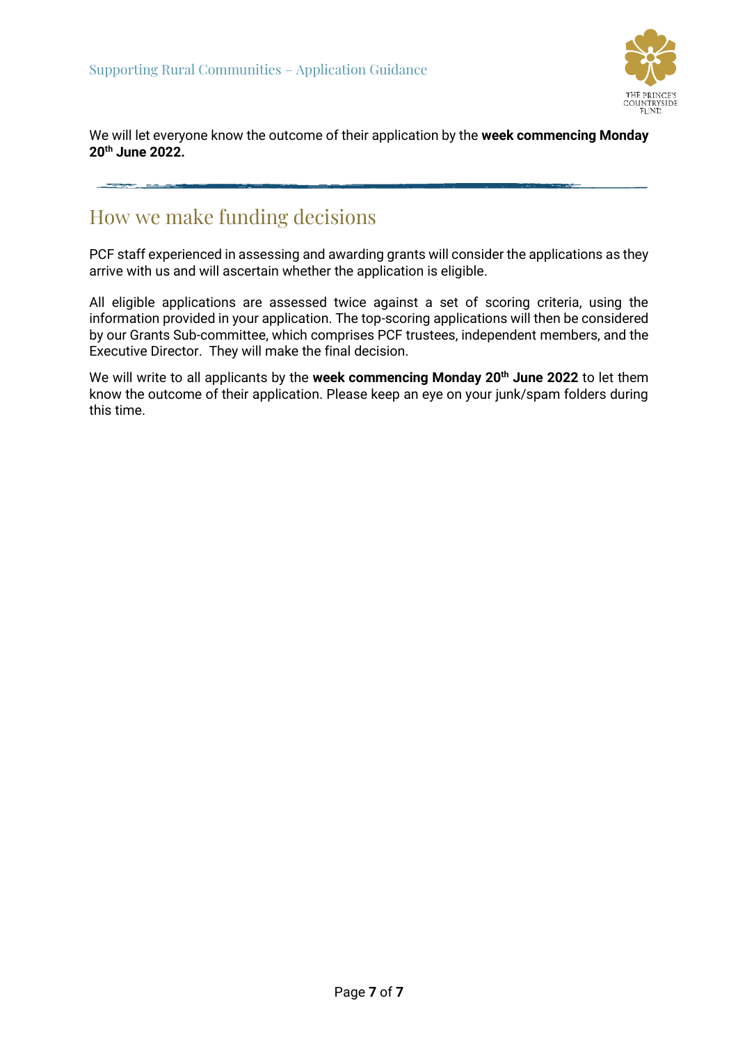We will let everyone know the outcome of their application by the **week commencing Monday 20th June 2022.**

## How we make funding decisions

PCF staff experienced in assessing and awarding grants will consider the applications as they arrive with us and will ascertain whether the application is eligible.

All eligible applications are assessed twice against a set of scoring criteria, using the information provided in your application. The top-scoring applications will then be considered by our Grants Sub-committee, which comprises PCF trustees, independent members, and the Executive Director. They will make the final decision.

We will write to all applicants by the **week commencing Monday 20th June 2022** to let them know the outcome of their application. Please keep an eye on your junk/spam folders during this time.